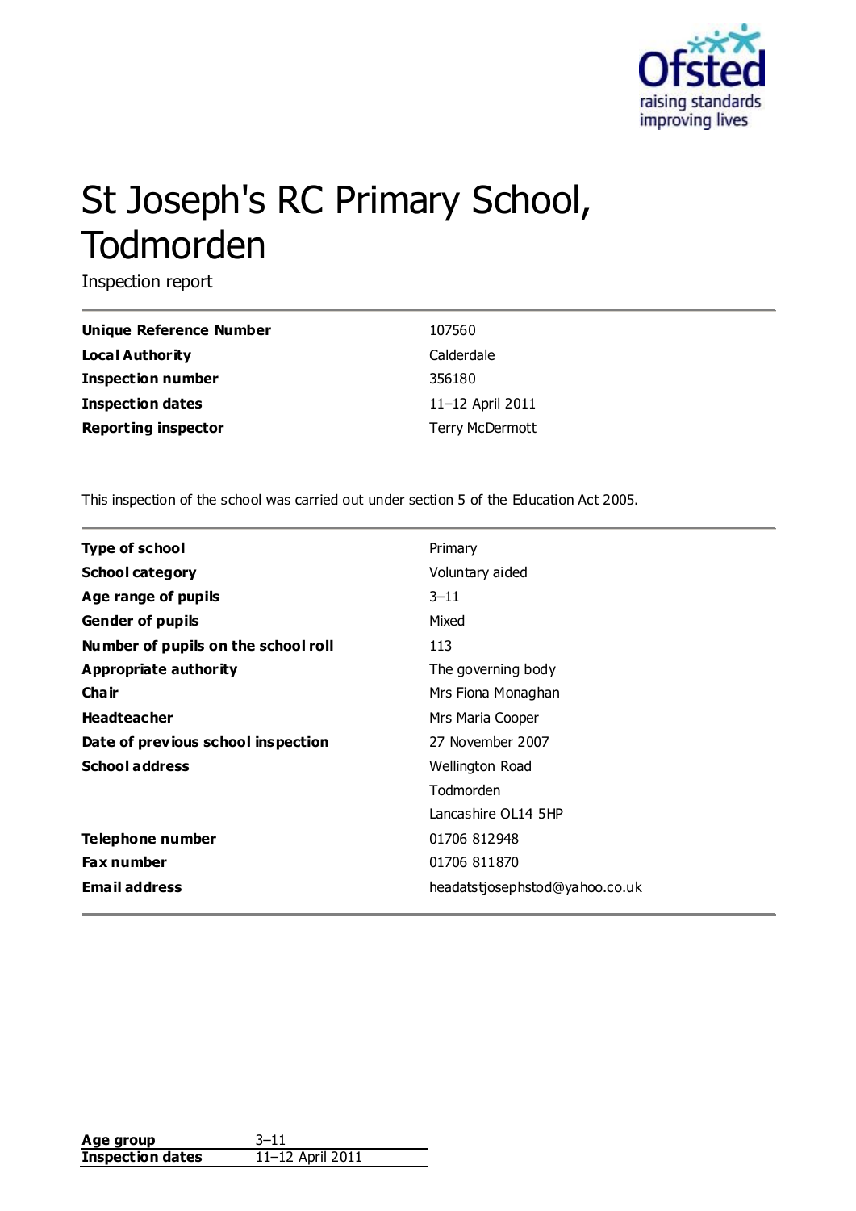# St Joseph's RC Primary School, Todmorden

Inspection report

| | |
|---|---|
| **Unique Reference Number** | 107560 |
| **Local Authority** | Calderdale |
| **Inspection number** | 356180 |
| **Inspection dates** | 11–12 April 2011 |
| **Reporting inspector** | Terry McDermott |

This inspection of the school was carried out under section 5 of the Education Act 2005.

| | |
|---|---|
| **Type of school** | Primary |
| **School category** | Voluntary aided |
| **Age range of pupils** | 3–11 |
| **Gender of pupils** | Mixed |
| **Number of pupils on the school roll** | 113 |
| **Appropriate authority** | The governing body |
| **Chair** | Mrs Fiona Monaghan |
| **Headteacher** | Mrs Maria Cooper |
| **Date of previous school inspection** | 27 November 2007 |
| **School address** | Wellington Road<br>Todmorden<br>Lancashire OL14 5HP |
| **Telephone number** | 01706 812948 |
| **Fax number** | 01706 811870 |
| **Email address** | headatstjosephstod@yahoo.co.uk |

| | |
|---|---|
| **Age group** | 3–11 |
| **Inspection dates** | 11–12 April 2011 |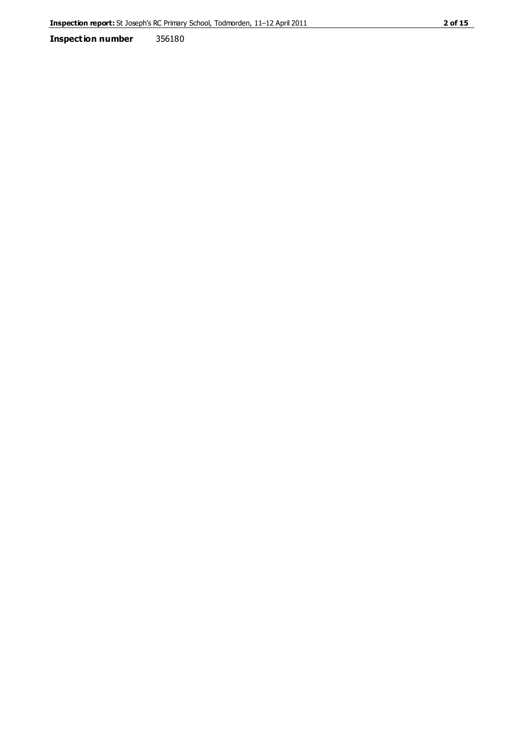**Inspection number** 356180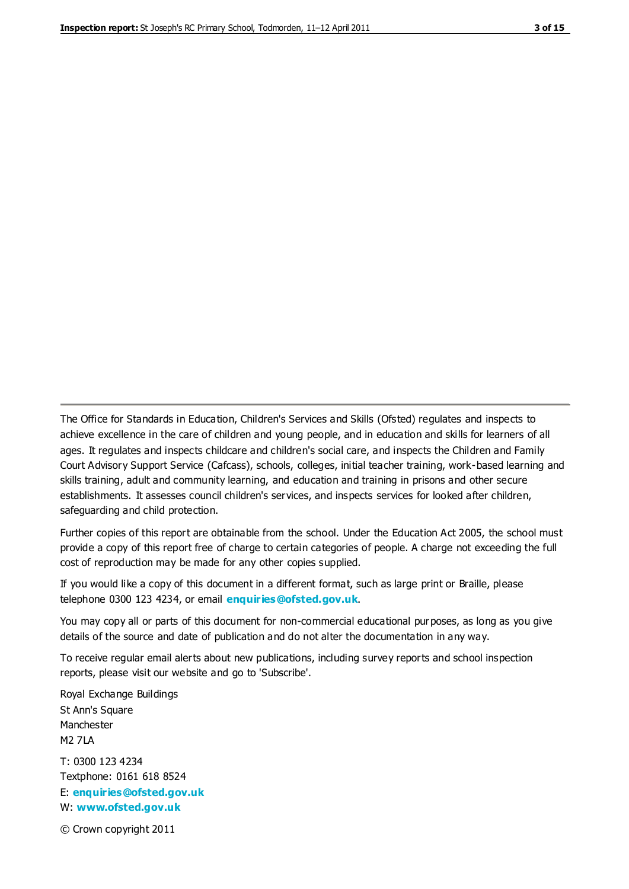The Office for Standards in Education, Children's Services and Skills (Ofsted) regulates and inspects to achieve excellence in the care of children and young people, and in education and skills for learners of all ages. It regulates and inspects childcare and children's social care, and inspects the Children and Family Court Advisory Support Service (Cafcass), schools, colleges, initial teacher training, work-based learning and skills training, adult and community learning, and education and training in prisons and other secure establishments. It assesses council children's services, and inspects services for looked after children, safeguarding and child protection.

Further copies of this report are obtainable from the school. Under the Education Act 2005, the school must provide a copy of this report free of charge to certain categories of people. A charge not exceeding the full cost of reproduction may be made for any other copies supplied.

If you would like a copy of this document in a different format, such as large print or Braille, please telephone 0300 123 4234, or email **enquiries@ofsted.gov.uk**.

You may copy all or parts of this document for non-commercial educational purposes, as long as you give details of the source and date of publication and do not alter the documentation in any way.

To receive regular email alerts about new publications, including survey reports and school inspection reports, please visit our website and go to 'Subscribe'.

Royal Exchange Buildings
St Ann's Square
Manchester
M2 7LA

T: 0300 123 4234
Textphone: 0161 618 8524
E: **enquiries@ofsted.gov.uk**
W: **www.ofsted.gov.uk**

© Crown copyright 2011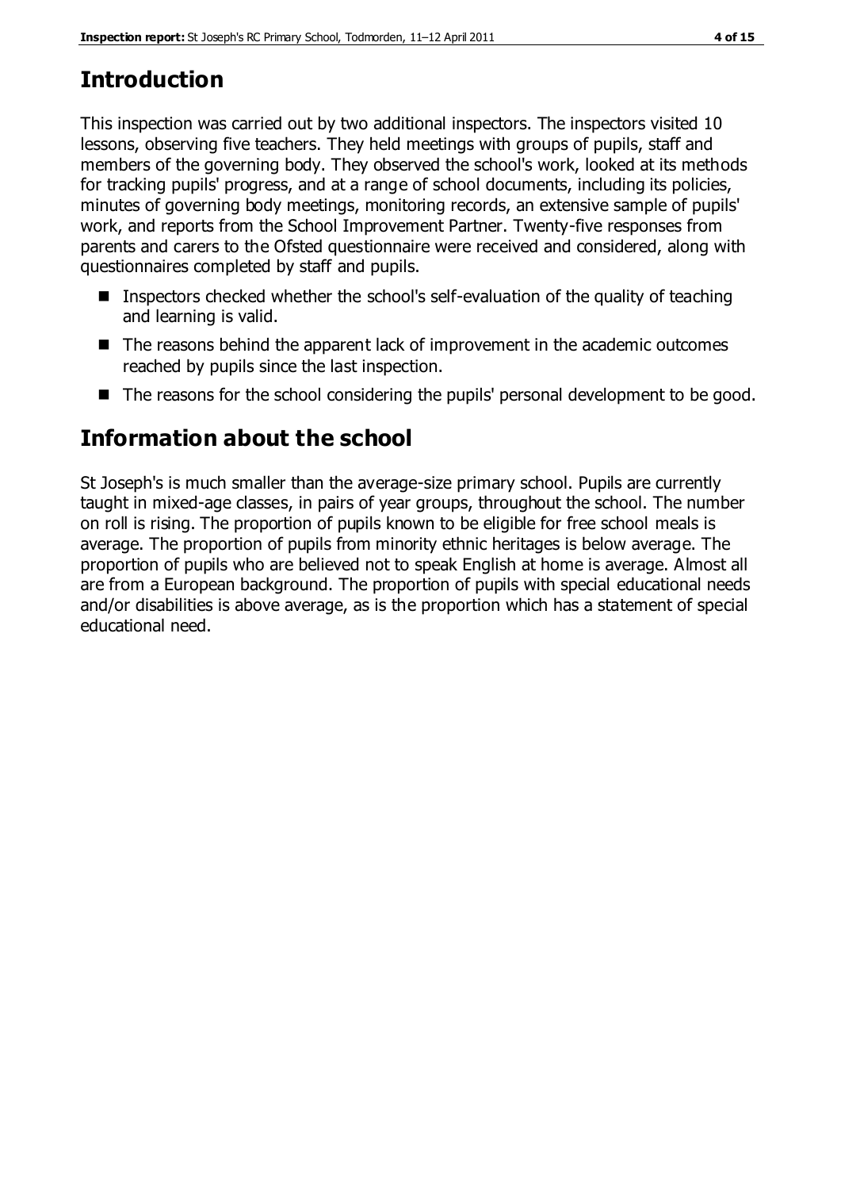## Introduction

This inspection was carried out by two additional inspectors. The inspectors visited 10 lessons, observing five teachers. They held meetings with groups of pupils, staff and members of the governing body. They observed the school's work, looked at its methods for tracking pupils' progress, and at a range of school documents, including its policies, minutes of governing body meetings, monitoring records, an extensive sample of pupils' work, and reports from the School Improvement Partner. Twenty-five responses from parents and carers to the Ofsted questionnaire were received and considered, along with questionnaires completed by staff and pupils.

- Inspectors checked whether the school's self-evaluation of the quality of teaching and learning is valid.
- The reasons behind the apparent lack of improvement in the academic outcomes reached by pupils since the last inspection.
- The reasons for the school considering the pupils' personal development to be good.

## Information about the school

St Joseph's is much smaller than the average-size primary school. Pupils are currently taught in mixed-age classes, in pairs of year groups, throughout the school. The number on roll is rising. The proportion of pupils known to be eligible for free school meals is average. The proportion of pupils from minority ethnic heritages is below average. The proportion of pupils who are believed not to speak English at home is average. Almost all are from a European background. The proportion of pupils with special educational needs and/or disabilities is above average, as is the proportion which has a statement of special educational need.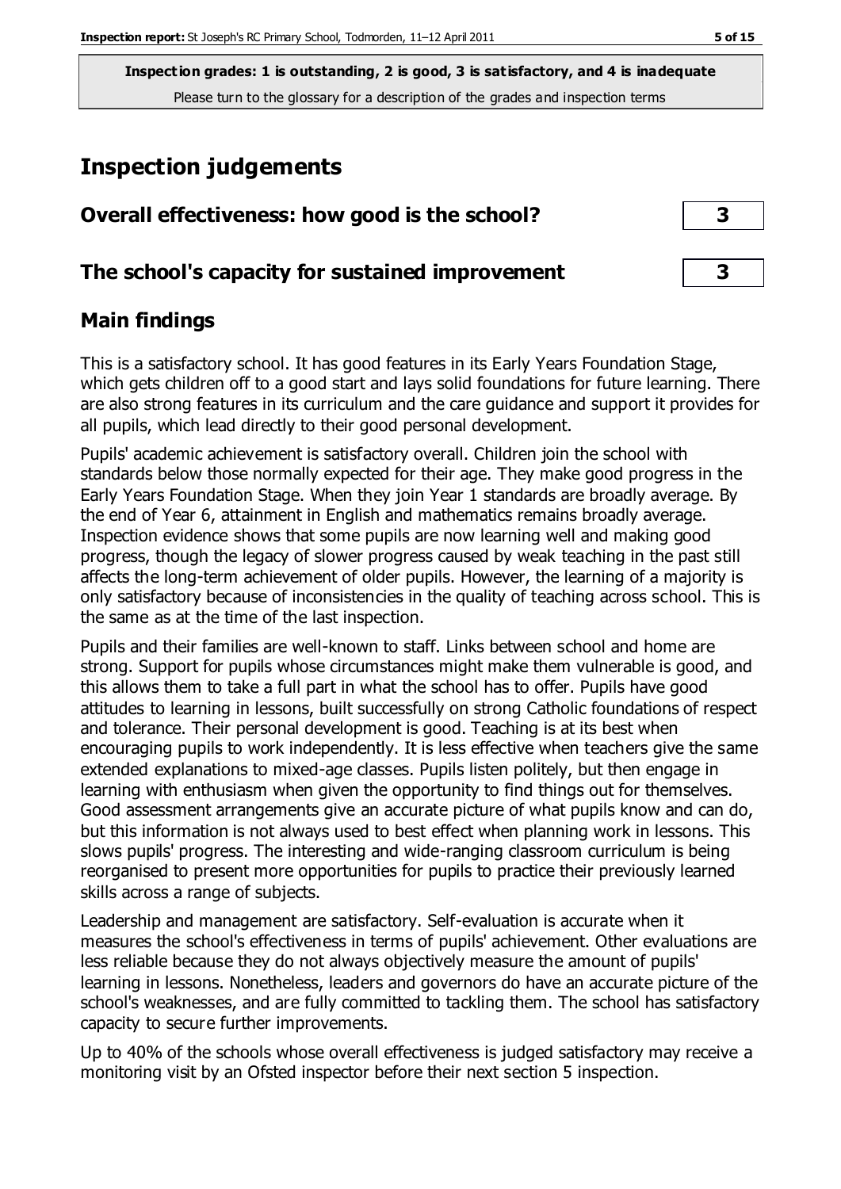**Inspection grades: 1 is outstanding, 2 is good, 3 is satisfactory, and 4 is inadequate**

Please turn to the glossary for a description of the grades and inspection terms

# Inspection judgements

| Overall effectiveness: how good is the school? | 3 |
| --- | --- |
| **The school's capacity for sustained improvement** | **3** |

## Main findings

This is a satisfactory school. It has good features in its Early Years Foundation Stage, which gets children off to a good start and lays solid foundations for future learning. There are also strong features in its curriculum and the care guidance and support it provides for all pupils, which lead directly to their good personal development.

Pupils' academic achievement is satisfactory overall. Children join the school with standards below those normally expected for their age. They make good progress in the Early Years Foundation Stage. When they join Year 1 standards are broadly average. By the end of Year 6, attainment in English and mathematics remains broadly average. Inspection evidence shows that some pupils are now learning well and making good progress, though the legacy of slower progress caused by weak teaching in the past still affects the long-term achievement of older pupils. However, the learning of a majority is only satisfactory because of inconsistencies in the quality of teaching across school. This is the same as at the time of the last inspection.

Pupils and their families are well-known to staff. Links between school and home are strong. Support for pupils whose circumstances might make them vulnerable is good, and this allows them to take a full part in what the school has to offer. Pupils have good attitudes to learning in lessons, built successfully on strong Catholic foundations of respect and tolerance. Their personal development is good. Teaching is at its best when encouraging pupils to work independently. It is less effective when teachers give the same extended explanations to mixed-age classes. Pupils listen politely, but then engage in learning with enthusiasm when given the opportunity to find things out for themselves. Good assessment arrangements give an accurate picture of what pupils know and can do, but this information is not always used to best effect when planning work in lessons. This slows pupils' progress. The interesting and wide-ranging classroom curriculum is being reorganised to present more opportunities for pupils to practice their previously learned skills across a range of subjects.

Leadership and management are satisfactory. Self-evaluation is accurate when it measures the school's effectiveness in terms of pupils' achievement. Other evaluations are less reliable because they do not always objectively measure the amount of pupils' learning in lessons. Nonetheless, leaders and governors do have an accurate picture of the school's weaknesses, and are fully committed to tackling them. The school has satisfactory capacity to secure further improvements.

Up to 40% of the schools whose overall effectiveness is judged satisfactory may receive a monitoring visit by an Ofsted inspector before their next section 5 inspection.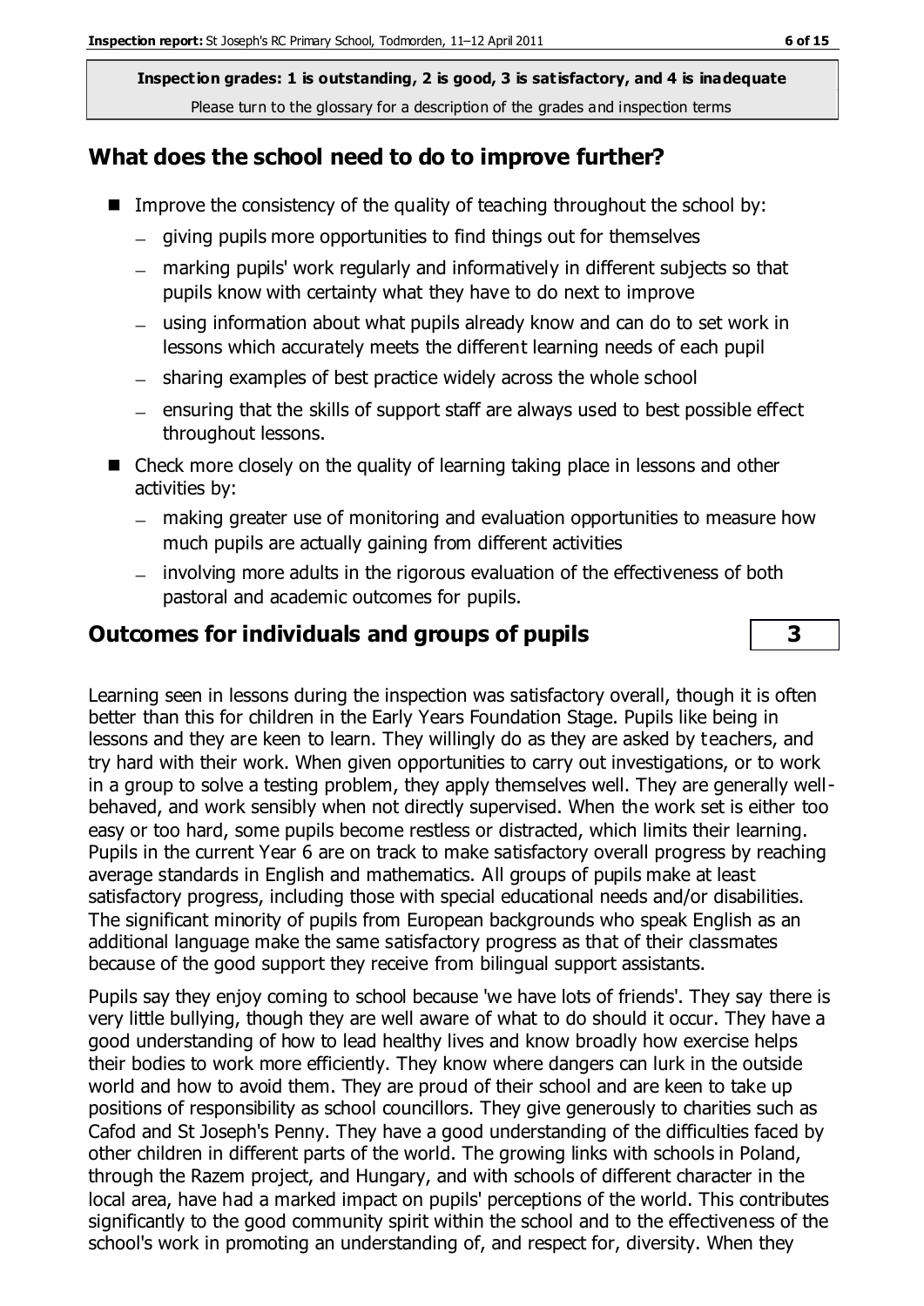**Inspection grades: 1 is outstanding, 2 is good, 3 is satisfactory, and 4 is inadequate**
Please turn to the glossary for a description of the grades and inspection terms

## What does the school need to do to improve further?

- Improve the consistency of the quality of teaching throughout the school by:
  - giving pupils more opportunities to find things out for themselves
  - marking pupils' work regularly and informatively in different subjects so that pupils know with certainty what they have to do next to improve
  - using information about what pupils already know and can do to set work in lessons which accurately meets the different learning needs of each pupil
  - sharing examples of best practice widely across the whole school
  - ensuring that the skills of support staff are always used to best possible effect throughout lessons.
- Check more closely on the quality of learning taking place in lessons and other activities by:
  - making greater use of monitoring and evaluation opportunities to measure how much pupils are actually gaining from different activities
  - involving more adults in the rigorous evaluation of the effectiveness of both pastoral and academic outcomes for pupils.

## Outcomes for individuals and groups of pupils — 3

Learning seen in lessons during the inspection was satisfactory overall, though it is often better than this for children in the Early Years Foundation Stage. Pupils like being in lessons and they are keen to learn. They willingly do as they are asked by teachers, and try hard with their work. When given opportunities to carry out investigations, or to work in a group to solve a testing problem, they apply themselves well. They are generally well-behaved, and work sensibly when not directly supervised. When the work set is either too easy or too hard, some pupils become restless or distracted, which limits their learning. Pupils in the current Year 6 are on track to make satisfactory overall progress by reaching average standards in English and mathematics. All groups of pupils make at least satisfactory progress, including those with special educational needs and/or disabilities. The significant minority of pupils from European backgrounds who speak English as an additional language make the same satisfactory progress as that of their classmates because of the good support they receive from bilingual support assistants.

Pupils say they enjoy coming to school because 'we have lots of friends'. They say there is very little bullying, though they are well aware of what to do should it occur. They have a good understanding of how to lead healthy lives and know broadly how exercise helps their bodies to work more efficiently. They know where dangers can lurk in the outside world and how to avoid them. They are proud of their school and are keen to take up positions of responsibility as school councillors. They give generously to charities such as Cafod and St Joseph's Penny. They have a good understanding of the difficulties faced by other children in different parts of the world. The growing links with schools in Poland, through the Razem project, and Hungary, and with schools of different character in the local area, have had a marked impact on pupils' perceptions of the world. This contributes significantly to the good community spirit within the school and to the effectiveness of the school's work in promoting an understanding of, and respect for, diversity. When they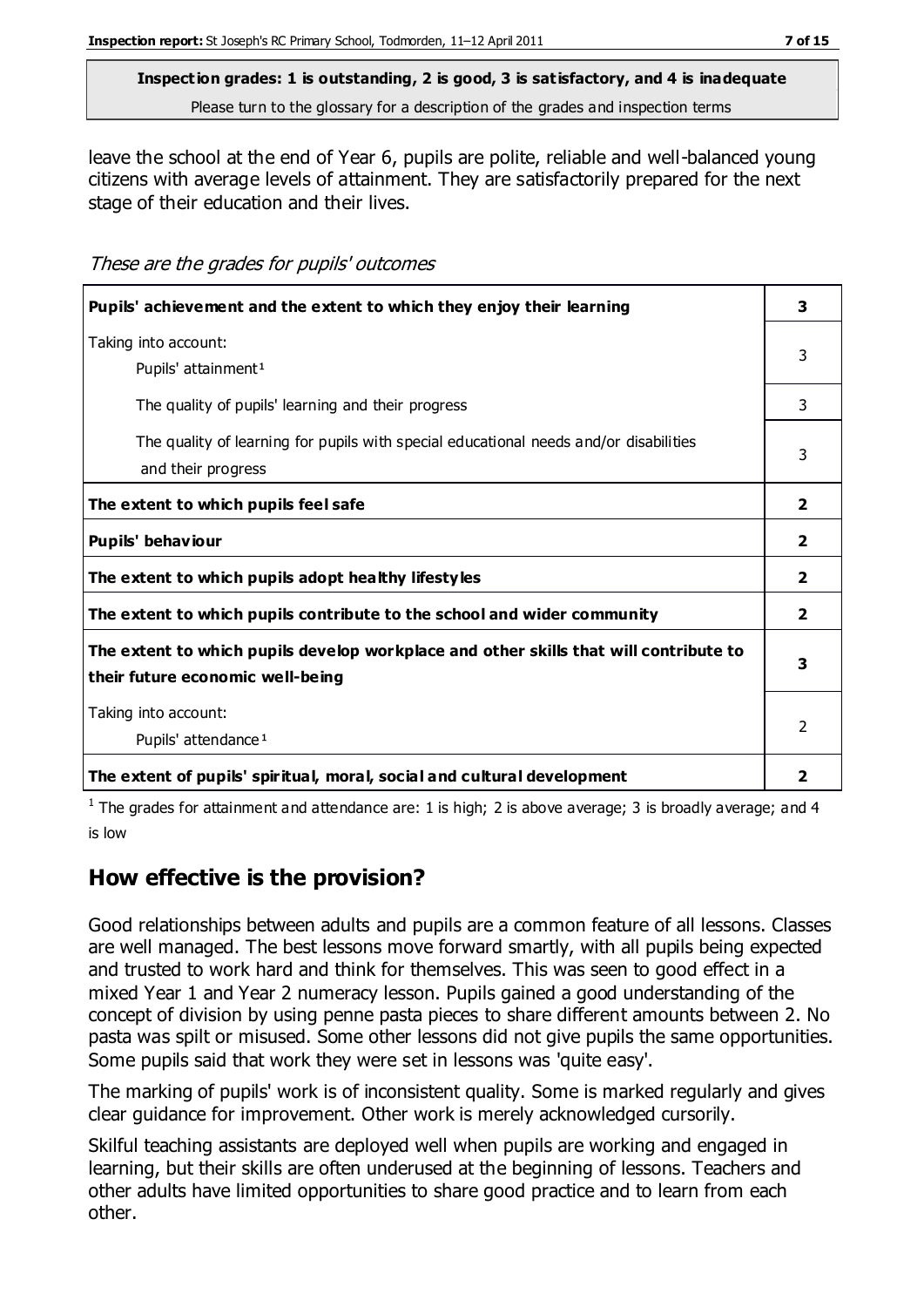**Inspection grades: 1 is outstanding, 2 is good, 3 is satisfactory, and 4 is inadequate**
Please turn to the glossary for a description of the grades and inspection terms

leave the school at the end of Year 6, pupils are polite, reliable and well-balanced young citizens with average levels of attainment. They are satisfactorily prepared for the next stage of their education and their lives.

*These are the grades for pupils' outcomes*

| | |
|---|---|
| **Pupils' achievement and the extent to which they enjoy their learning** | **3** |
| Taking into account: Pupils' attainment[1] | 3 |
| The quality of pupils' learning and their progress | 3 |
| The quality of learning for pupils with special educational needs and/or disabilities and their progress | 3 |
| **The extent to which pupils feel safe** | **2** |
| **Pupils' behaviour** | **2** |
| **The extent to which pupils adopt healthy lifestyles** | **2** |
| **The extent to which pupils contribute to the school and wider community** | **2** |
| **The extent to which pupils develop workplace and other skills that will contribute to their future economic well-being** | **3** |
| Taking into account: Pupils' attendance[1] | 2 |
| **The extent of pupils' spiritual, moral, social and cultural development** | **2** |

[1] The grades for attainment and attendance are: 1 is high; 2 is above average; 3 is broadly average; and 4 is low

## How effective is the provision?

Good relationships between adults and pupils are a common feature of all lessons. Classes are well managed. The best lessons move forward smartly, with all pupils being expected and trusted to work hard and think for themselves. This was seen to good effect in a mixed Year 1 and Year 2 numeracy lesson. Pupils gained a good understanding of the concept of division by using penne pasta pieces to share different amounts between 2. No pasta was spilt or misused. Some other lessons did not give pupils the same opportunities. Some pupils said that work they were set in lessons was 'quite easy'.

The marking of pupils' work is of inconsistent quality. Some is marked regularly and gives clear guidance for improvement. Other work is merely acknowledged cursorily.

Skilful teaching assistants are deployed well when pupils are working and engaged in learning, but their skills are often underused at the beginning of lessons. Teachers and other adults have limited opportunities to share good practice and to learn from each other.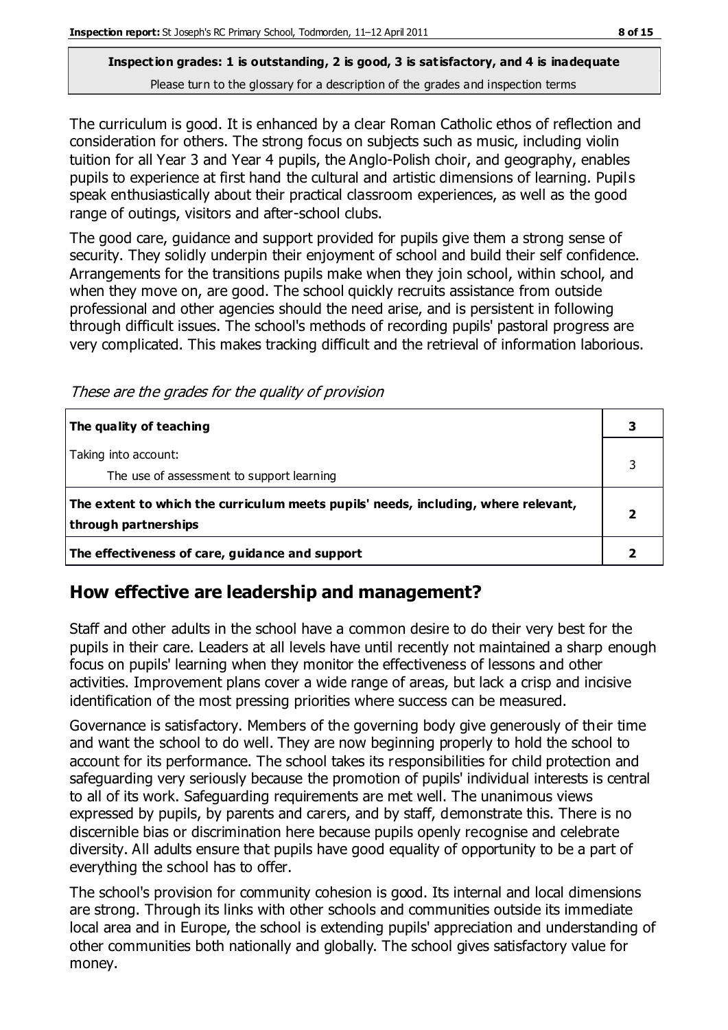**Inspection grades: 1 is outstanding, 2 is good, 3 is satisfactory, and 4 is inadequate**
Please turn to the glossary for a description of the grades and inspection terms

The curriculum is good. It is enhanced by a clear Roman Catholic ethos of reflection and consideration for others. The strong focus on subjects such as music, including violin tuition for all Year 3 and Year 4 pupils, the Anglo-Polish choir, and geography, enables pupils to experience at first hand the cultural and artistic dimensions of learning. Pupils speak enthusiastically about their practical classroom experiences, as well as the good range of outings, visitors and after-school clubs.

The good care, guidance and support provided for pupils give them a strong sense of security. They solidly underpin their enjoyment of school and build their self confidence. Arrangements for the transitions pupils make when they join school, within school, and when they move on, are good. The school quickly recruits assistance from outside professional and other agencies should the need arise, and is persistent in following through difficult issues. The school's methods of recording pupils' pastoral progress are very complicated. This makes tracking difficult and the retrieval of information laborious.

*These are the grades for the quality of provision*

| | |
|---|---|
| **The quality of teaching** | **3** |
| Taking into account:<br>The use of assessment to support learning | 3 |
| **The extent to which the curriculum meets pupils' needs, including, where relevant, through partnerships** | **2** |
| **The effectiveness of care, guidance and support** | **2** |

## How effective are leadership and management?

Staff and other adults in the school have a common desire to do their very best for the pupils in their care. Leaders at all levels have until recently not maintained a sharp enough focus on pupils' learning when they monitor the effectiveness of lessons and other activities. Improvement plans cover a wide range of areas, but lack a crisp and incisive identification of the most pressing priorities where success can be measured.

Governance is satisfactory. Members of the governing body give generously of their time and want the school to do well. They are now beginning properly to hold the school to account for its performance. The school takes its responsibilities for child protection and safeguarding very seriously because the promotion of pupils' individual interests is central to all of its work. Safeguarding requirements are met well. The unanimous views expressed by pupils, by parents and carers, and by staff, demonstrate this. There is no discernible bias or discrimination here because pupils openly recognise and celebrate diversity. All adults ensure that pupils have good equality of opportunity to be a part of everything the school has to offer.

The school's provision for community cohesion is good. Its internal and local dimensions are strong. Through its links with other schools and communities outside its immediate local area and in Europe, the school is extending pupils' appreciation and understanding of other communities both nationally and globally. The school gives satisfactory value for money.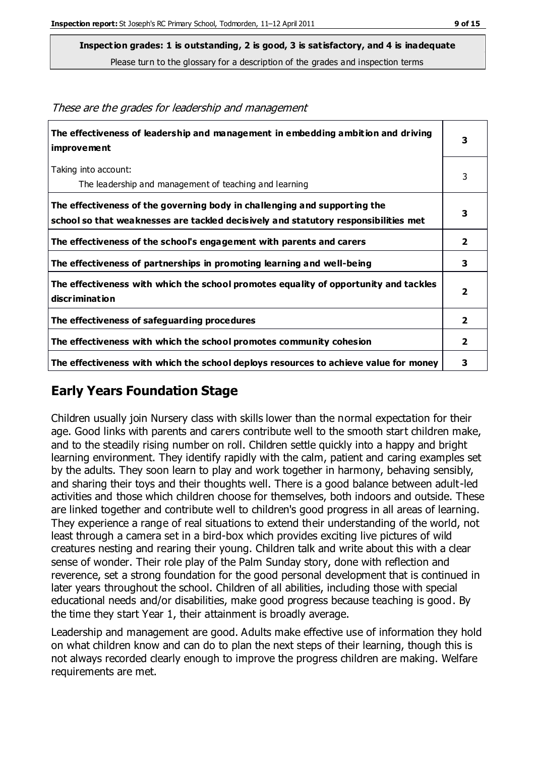**Inspection grades: 1 is outstanding, 2 is good, 3 is satisfactory, and 4 is inadequate**

Please turn to the glossary for a description of the grades and inspection terms

*These are the grades for leadership and management*

| | |
|---|---|
| **The effectiveness of leadership and management in embedding ambition and driving improvement** | **3** |
| Taking into account:<br>The leadership and management of teaching and learning | 3 |
| **The effectiveness of the governing body in challenging and supporting the school so that weaknesses are tackled decisively and statutory responsibilities met** | **3** |
| **The effectiveness of the school's engagement with parents and carers** | **2** |
| **The effectiveness of partnerships in promoting learning and well-being** | **3** |
| **The effectiveness with which the school promotes equality of opportunity and tackles discrimination** | **2** |
| **The effectiveness of safeguarding procedures** | **2** |
| **The effectiveness with which the school promotes community cohesion** | **2** |
| **The effectiveness with which the school deploys resources to achieve value for money** | **3** |

## Early Years Foundation Stage

Children usually join Nursery class with skills lower than the normal expectation for their age. Good links with parents and carers contribute well to the smooth start children make, and to the steadily rising number on roll. Children settle quickly into a happy and bright learning environment. They identify rapidly with the calm, patient and caring examples set by the adults. They soon learn to play and work together in harmony, behaving sensibly, and sharing their toys and their thoughts well. There is a good balance between adult-led activities and those which children choose for themselves, both indoors and outside. These are linked together and contribute well to children's good progress in all areas of learning. They experience a range of real situations to extend their understanding of the world, not least through a camera set in a bird-box which provides exciting live pictures of wild creatures nesting and rearing their young. Children talk and write about this with a clear sense of wonder. Their role play of the Palm Sunday story, done with reflection and reverence, set a strong foundation for the good personal development that is continued in later years throughout the school. Children of all abilities, including those with special educational needs and/or disabilities, make good progress because teaching is good. By the time they start Year 1, their attainment is broadly average.

Leadership and management are good. Adults make effective use of information they hold on what children know and can do to plan the next steps of their learning, though this is not always recorded clearly enough to improve the progress children are making. Welfare requirements are met.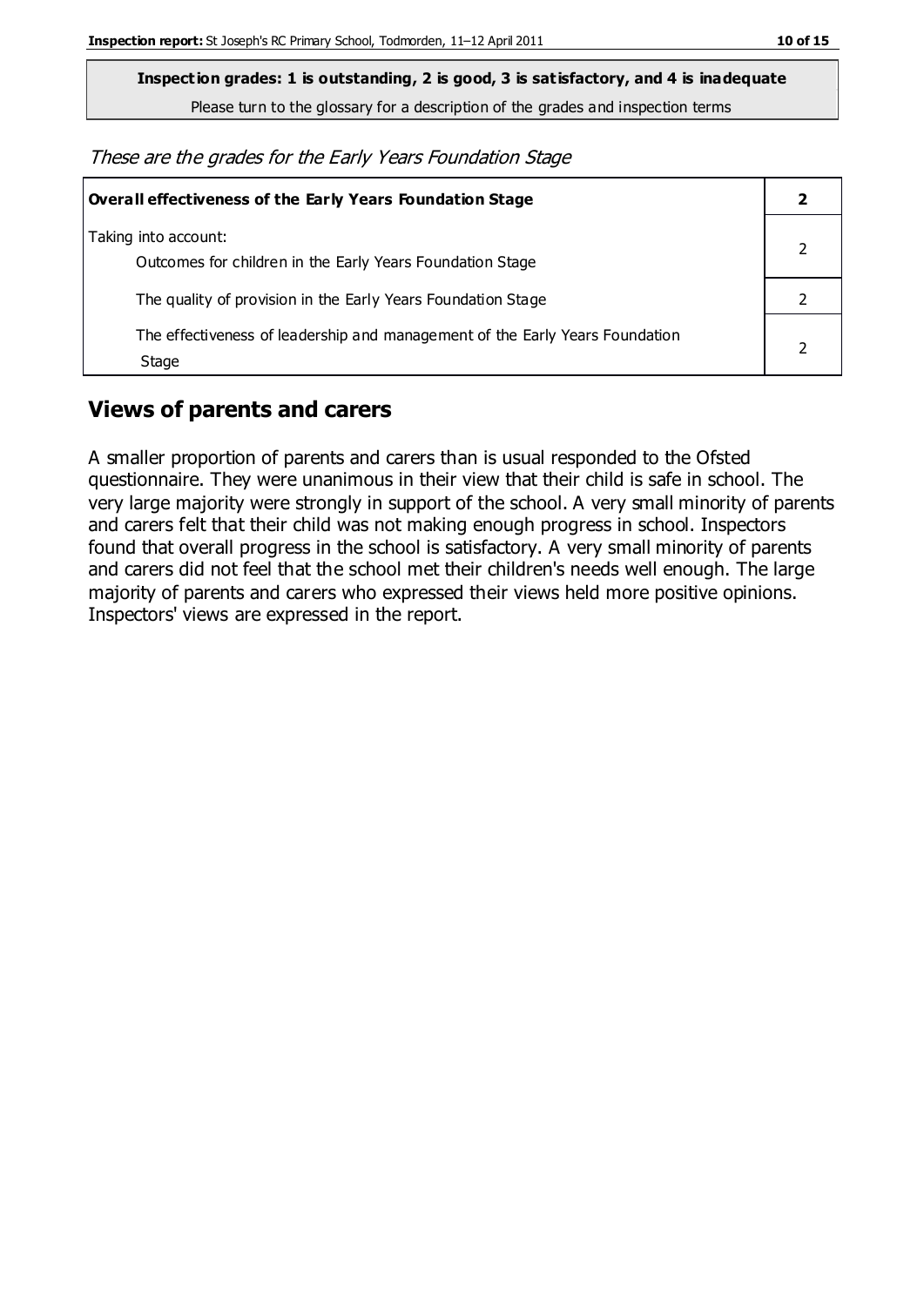**Inspection grades: 1 is outstanding, 2 is good, 3 is satisfactory, and 4 is inadequate**

Please turn to the glossary for a description of the grades and inspection terms

*These are the grades for the Early Years Foundation Stage*

| **Overall effectiveness of the Early Years Foundation Stage** | **2** |
|---|---|
| Taking into account:<br>Outcomes for children in the Early Years Foundation Stage | 2 |
| The quality of provision in the Early Years Foundation Stage | 2 |
| The effectiveness of leadership and management of the Early Years Foundation Stage | 2 |

## Views of parents and carers

A smaller proportion of parents and carers than is usual responded to the Ofsted questionnaire. They were unanimous in their view that their child is safe in school. The very large majority were strongly in support of the school. A very small minority of parents and carers felt that their child was not making enough progress in school. Inspectors found that overall progress in the school is satisfactory. A very small minority of parents and carers did not feel that the school met their children's needs well enough. The large majority of parents and carers who expressed their views held more positive opinions. Inspectors' views are expressed in the report.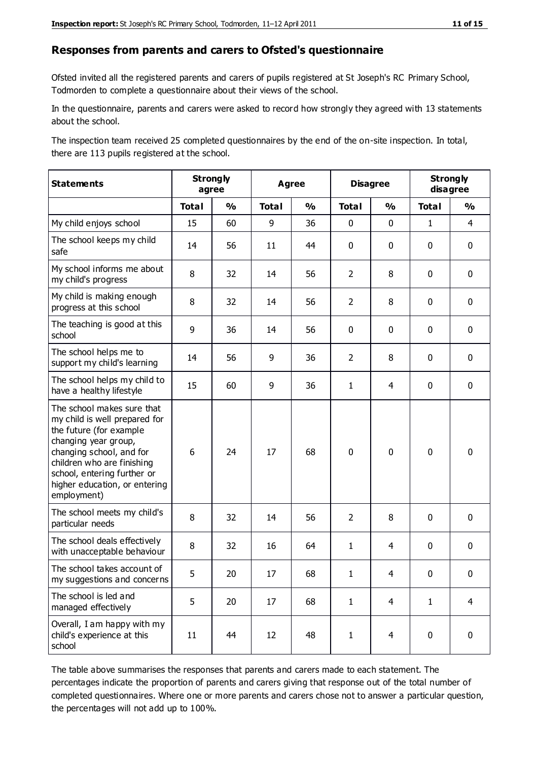## Responses from parents and carers to Ofsted's questionnaire

Ofsted invited all the registered parents and carers of pupils registered at St Joseph's RC Primary School, Todmorden to complete a questionnaire about their views of the school.

In the questionnaire, parents and carers were asked to record how strongly they agreed with 13 statements about the school.

The inspection team received 25 completed questionnaires by the end of the on-site inspection. In total, there are 113 pupils registered at the school.

| Statements | Strongly agree | | Agree | | Disagree | | Strongly disagree | |
|---|---|---|---|---|---|---|---|---|
| | Total | % | Total | % | Total | % | Total | % |
| My child enjoys school | 15 | 60 | 9 | 36 | 0 | 0 | 1 | 4 |
| The school keeps my child safe | 14 | 56 | 11 | 44 | 0 | 0 | 0 | 0 |
| My school informs me about my child's progress | 8 | 32 | 14 | 56 | 2 | 8 | 0 | 0 |
| My child is making enough progress at this school | 8 | 32 | 14 | 56 | 2 | 8 | 0 | 0 |
| The teaching is good at this school | 9 | 36 | 14 | 56 | 0 | 0 | 0 | 0 |
| The school helps me to support my child's learning | 14 | 56 | 9 | 36 | 2 | 8 | 0 | 0 |
| The school helps my child to have a healthy lifestyle | 15 | 60 | 9 | 36 | 1 | 4 | 0 | 0 |
| The school makes sure that my child is well prepared for the future (for example changing year group, changing school, and for children who are finishing school, entering further or higher education, or entering employment) | 6 | 24 | 17 | 68 | 0 | 0 | 0 | 0 |
| The school meets my child's particular needs | 8 | 32 | 14 | 56 | 2 | 8 | 0 | 0 |
| The school deals effectively with unacceptable behaviour | 8 | 32 | 16 | 64 | 1 | 4 | 0 | 0 |
| The school takes account of my suggestions and concerns | 5 | 20 | 17 | 68 | 1 | 4 | 0 | 0 |
| The school is led and managed effectively | 5 | 20 | 17 | 68 | 1 | 4 | 1 | 4 |
| Overall, I am happy with my child's experience at this school | 11 | 44 | 12 | 48 | 1 | 4 | 0 | 0 |

The table above summarises the responses that parents and carers made to each statement. The percentages indicate the proportion of parents and carers giving that response out of the total number of completed questionnaires. Where one or more parents and carers chose not to answer a particular question, the percentages will not add up to 100%.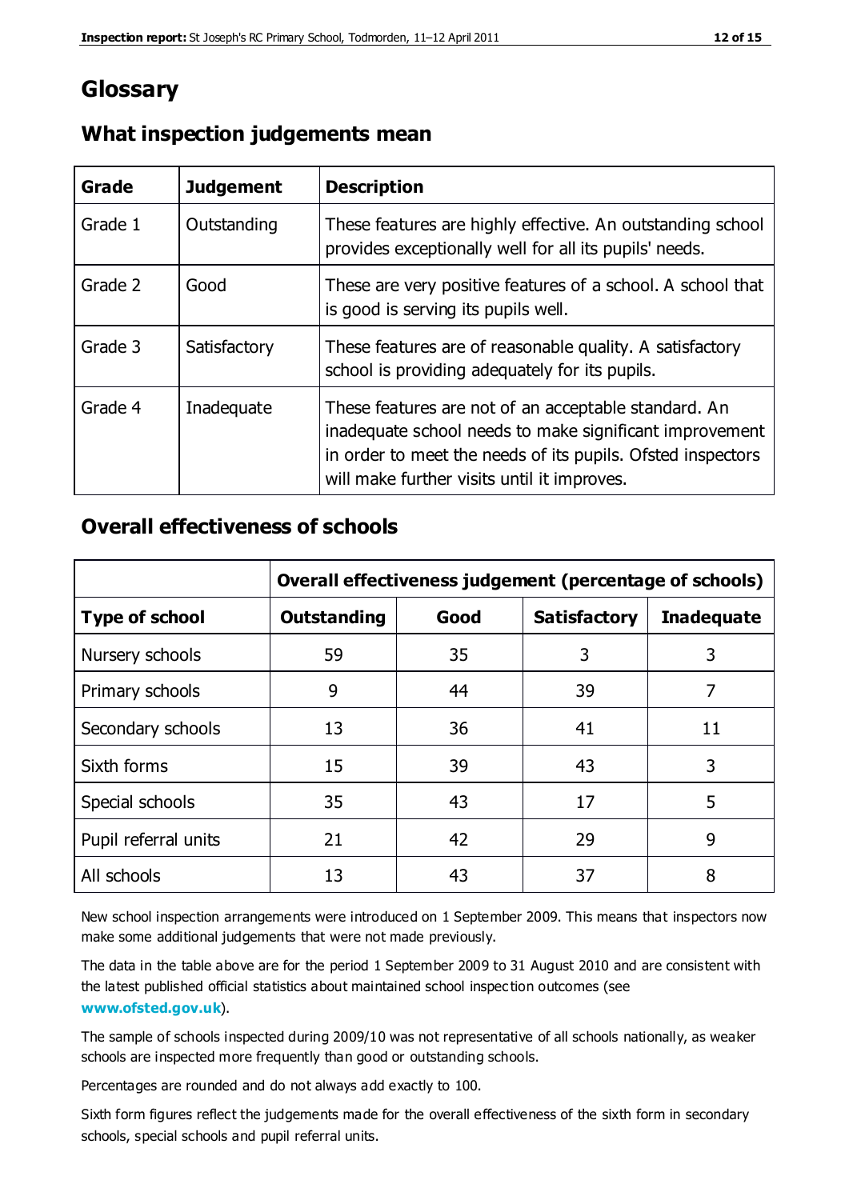# Glossary

## What inspection judgements mean

| Grade | Judgement | Description |
| --- | --- | --- |
| Grade 1 | Outstanding | These features are highly effective. An outstanding school provides exceptionally well for all its pupils' needs. |
| Grade 2 | Good | These are very positive features of a school. A school that is good is serving its pupils well. |
| Grade 3 | Satisfactory | These features are of reasonable quality. A satisfactory school is providing adequately for its pupils. |
| Grade 4 | Inadequate | These features are not of an acceptable standard. An inadequate school needs to make significant improvement in order to meet the needs of its pupils. Ofsted inspectors will make further visits until it improves. |

## Overall effectiveness of schools

| | Overall effectiveness judgement (percentage of schools) | | | |
| --- | --- | --- | --- | --- |
| **Type of school** | **Outstanding** | **Good** | **Satisfactory** | **Inadequate** |
| Nursery schools | 59 | 35 | 3 | 3 |
| Primary schools | 9 | 44 | 39 | 7 |
| Secondary schools | 13 | 36 | 41 | 11 |
| Sixth forms | 15 | 39 | 43 | 3 |
| Special schools | 35 | 43 | 17 | 5 |
| Pupil referral units | 21 | 42 | 29 | 9 |
| All schools | 13 | 43 | 37 | 8 |

New school inspection arrangements were introduced on 1 September 2009. This means that inspectors now make some additional judgements that were not made previously.

The data in the table above are for the period 1 September 2009 to 31 August 2010 and are consistent with the latest published official statistics about maintained school inspection outcomes (see **www.ofsted.gov.uk**).

The sample of schools inspected during 2009/10 was not representative of all schools nationally, as weaker schools are inspected more frequently than good or outstanding schools.

Percentages are rounded and do not always add exactly to 100.

Sixth form figures reflect the judgements made for the overall effectiveness of the sixth form in secondary schools, special schools and pupil referral units.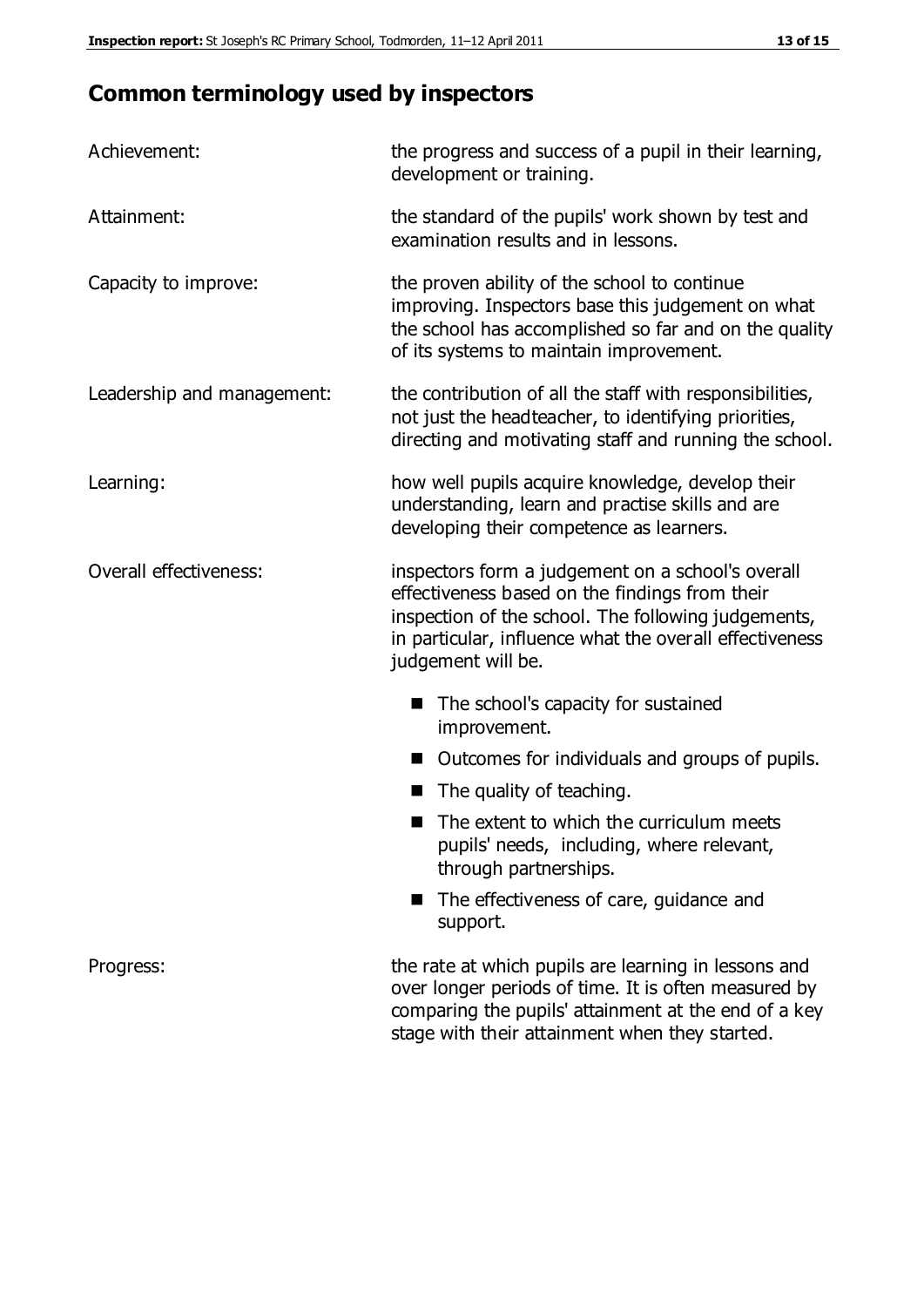## Common terminology used by inspectors

| | |
|---|---|
| Achievement: | the progress and success of a pupil in their learning, development or training. |
| Attainment: | the standard of the pupils' work shown by test and examination results and in lessons. |
| Capacity to improve: | the proven ability of the school to continue improving. Inspectors base this judgement on what the school has accomplished so far and on the quality of its systems to maintain improvement. |
| Leadership and management: | the contribution of all the staff with responsibilities, not just the headteacher, to identifying priorities, directing and motivating staff and running the school. |
| Learning: | how well pupils acquire knowledge, develop their understanding, learn and practise skills and are developing their competence as learners. |
| Overall effectiveness: | inspectors form a judgement on a school's overall effectiveness based on the findings from their inspection of the school. The following judgements, in particular, influence what the overall effectiveness judgement will be. |

- The school's capacity for sustained improvement.
- Outcomes for individuals and groups of pupils.
- The quality of teaching.
- The extent to which the curriculum meets pupils' needs, including, where relevant, through partnerships.
- The effectiveness of care, guidance and support.

| | |
|---|---|
| Progress: | the rate at which pupils are learning in lessons and over longer periods of time. It is often measured by comparing the pupils' attainment at the end of a key stage with their attainment when they started. |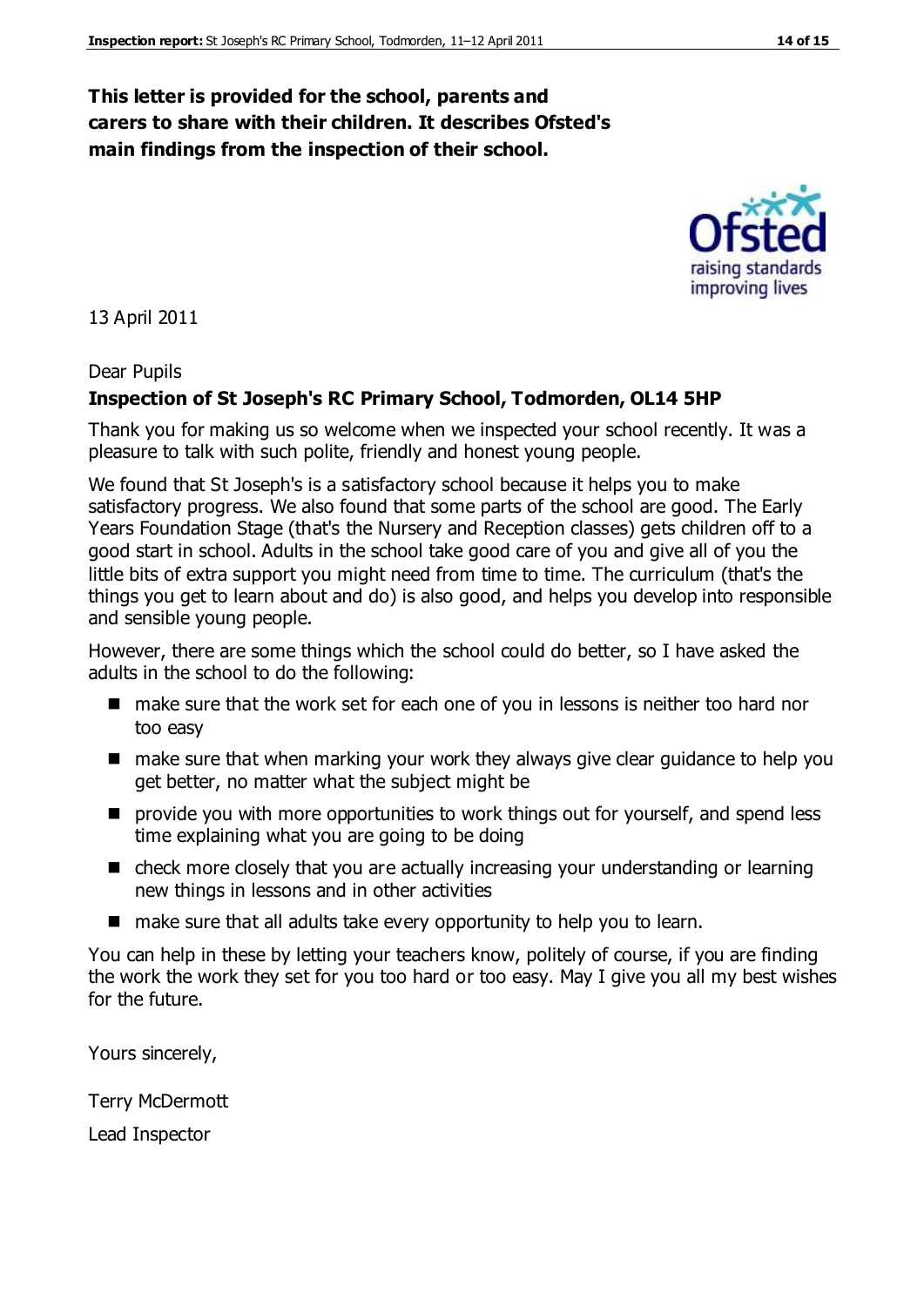**This letter is provided for the school, parents and carers to share with their children. It describes Ofsted's main findings from the inspection of their school.**

13 April 2011

Dear Pupils

**Inspection of St Joseph's RC Primary School, Todmorden, OL14 5HP**

Thank you for making us so welcome when we inspected your school recently. It was a pleasure to talk with such polite, friendly and honest young people.

We found that St Joseph's is a satisfactory school because it helps you to make satisfactory progress. We also found that some parts of the school are good. The Early Years Foundation Stage (that's the Nursery and Reception classes) gets children off to a good start in school. Adults in the school take good care of you and give all of you the little bits of extra support you might need from time to time. The curriculum (that's the things you get to learn about and do) is also good, and helps you develop into responsible and sensible young people.

However, there are some things which the school could do better, so I have asked the adults in the school to do the following:

- make sure that the work set for each one of you in lessons is neither too hard nor too easy
- make sure that when marking your work they always give clear guidance to help you get better, no matter what the subject might be
- provide you with more opportunities to work things out for yourself, and spend less time explaining what you are going to be doing
- check more closely that you are actually increasing your understanding or learning new things in lessons and in other activities
- make sure that all adults take every opportunity to help you to learn.

You can help in these by letting your teachers know, politely of course, if you are finding the work the work they set for you too hard or too easy. May I give you all my best wishes for the future.

Yours sincerely,

Terry McDermott

Lead Inspector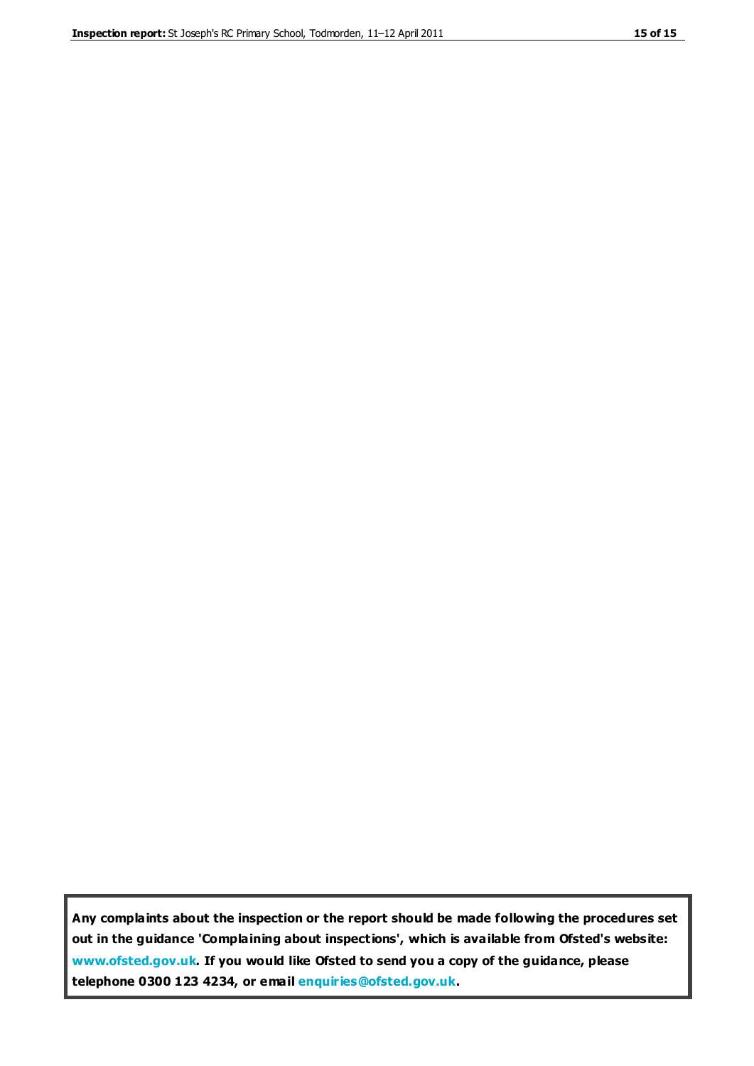**Any complaints about the inspection or the report should be made following the procedures set out in the guidance 'Complaining about inspections', which is available from Ofsted's website: www.ofsted.gov.uk. If you would like Ofsted to send you a copy of the guidance, please telephone 0300 123 4234, or email enquiries@ofsted.gov.uk.**